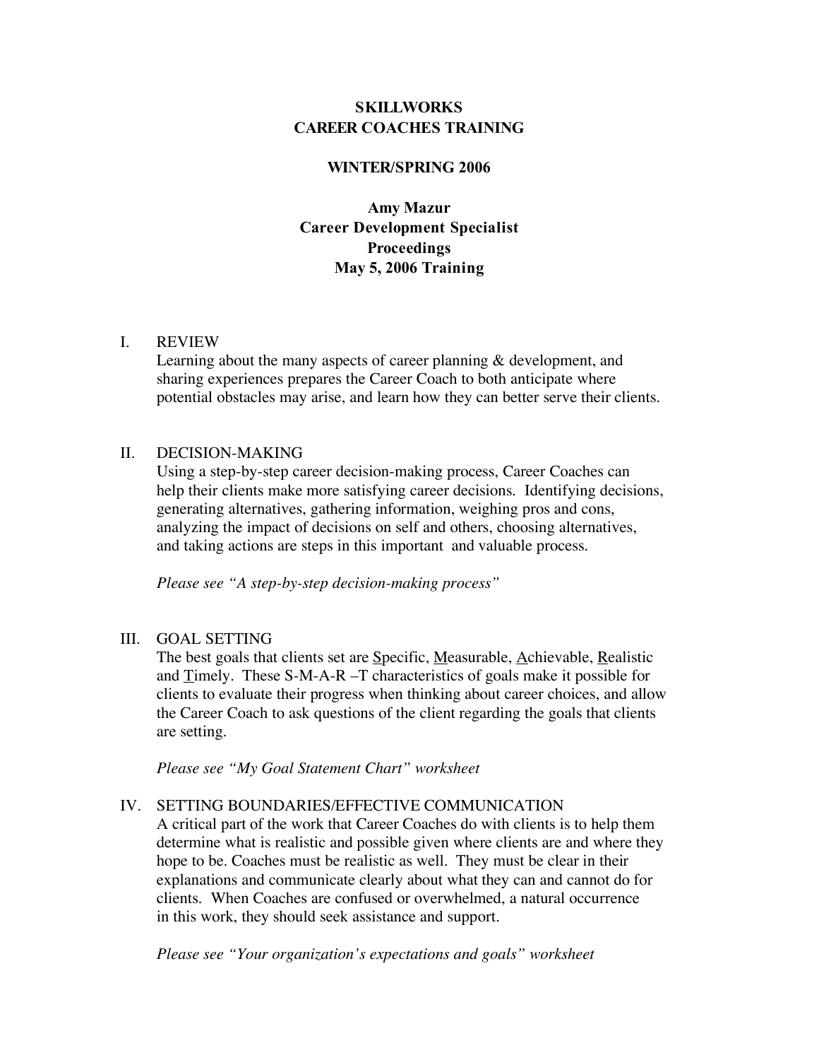# SKILLWORKS
# CAREER COACHES TRAINING

## WINTER/SPRING 2006

**Amy Mazur**
**Career Development Specialist**
**Proceedings**
**May 5, 2006 Training**

## I. REVIEW

Learning about the many aspects of career planning & development, and sharing experiences prepares the Career Coach to both anticipate where potential obstacles may arise, and learn how they can better serve their clients.

## II. DECISION-MAKING

Using a step-by-step career decision-making process, Career Coaches can help their clients make more satisfying career decisions. Identifying decisions, generating alternatives, gathering information, weighing pros and cons, analyzing the impact of decisions on self and others, choosing alternatives, and taking actions are steps in this important and valuable process.

*Please see "A step-by-step decision-making process"*

## III. GOAL SETTING

The best goals that clients set are <u>S</u>pecific, <u>M</u>easurable, <u>A</u>chievable, <u>R</u>ealistic and <u>T</u>imely. These S-M-A-R –T characteristics of goals make it possible for clients to evaluate their progress when thinking about career choices, and allow the Career Coach to ask questions of the client regarding the goals that clients are setting.

*Please see "My Goal Statement Chart" worksheet*

## IV. SETTING BOUNDARIES/EFFECTIVE COMMUNICATION

A critical part of the work that Career Coaches do with clients is to help them determine what is realistic and possible given where clients are and where they hope to be. Coaches must be realistic as well. They must be clear in their explanations and communicate clearly about what they can and cannot do for clients. When Coaches are confused or overwhelmed, a natural occurrence in this work, they should seek assistance and support.

*Please see "Your organization's expectations and goals" worksheet*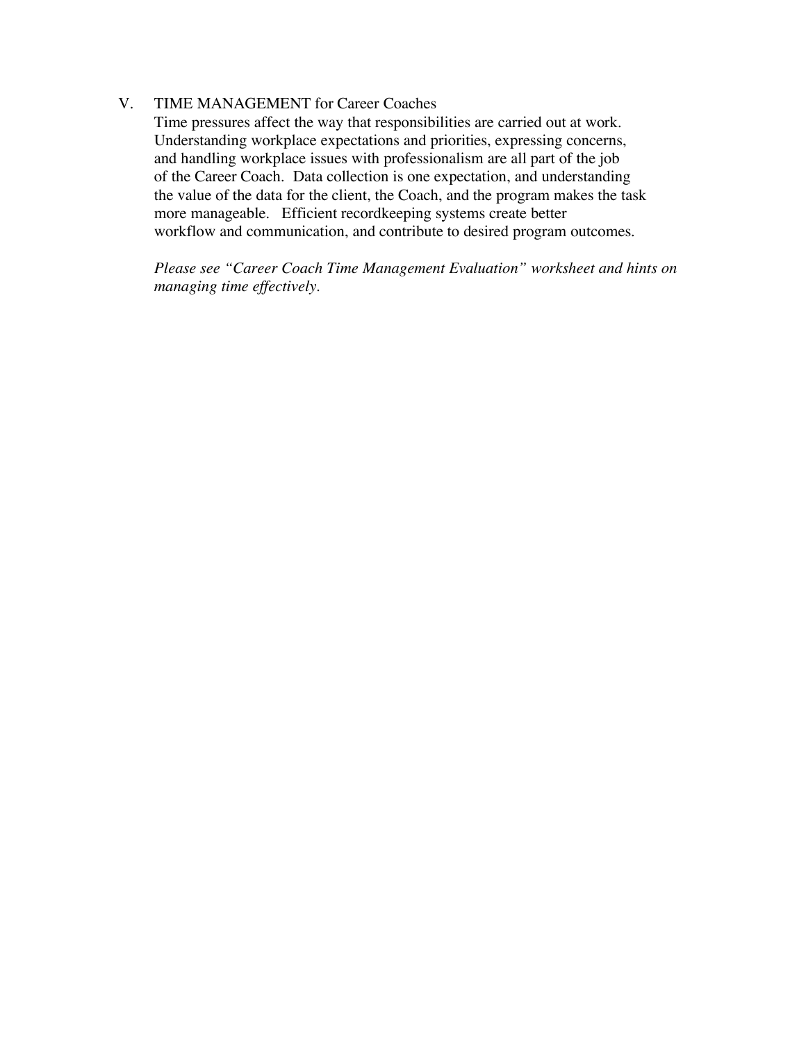## V. TIME MANAGEMENT for Career Coaches

Time pressures affect the way that responsibilities are carried out at work. Understanding workplace expectations and priorities, expressing concerns, and handling workplace issues with professionalism are all part of the job of the Career Coach. Data collection is one expectation, and understanding the value of the data for the client, the Coach, and the program makes the task more manageable. Efficient recordkeeping systems create better workflow and communication, and contribute to desired program outcomes.

*Please see "Career Coach Time Management Evaluation" worksheet and hints on managing time effectively.*